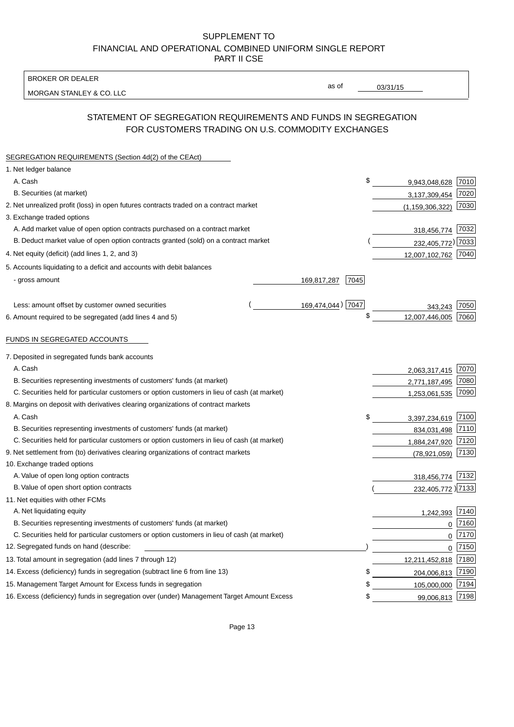# SUPPLEMENT TO
# FINANCIAL AND OPERATIONAL COMBINED UNIFORM SINGLE REPORT
# PART II CSE

BROKER OR DEALER

MORGAN STANLEY & CO. LLC

as of 03/31/15

## STATEMENT OF SEGREGATION REQUIREMENTS AND FUNDS IN SEGREGATION FOR CUSTOMERS TRADING ON U.S. COMMODITY EXCHANGES

SEGREGATION REQUIREMENTS (Section 4d(2) of the CEAct)

| | | | | |
|---|---|---|---|---|
| 1. Net ledger balance | | | | |
| A. Cash | | | $ 9,943,048,628 | 7010 |
| B. Securities (at market) | | | 3,137,309,454 | 7020 |
| 2. Net unrealized profit (loss) in open futures contracts traded on a contract market | | | (1,159,306,322) | 7030 |
| 3. Exchange traded options | | | | |
| A. Add market value of open option contracts purchased on a contract market | | | 318,456,774 | 7032 |
| B. Deduct market value of open option contracts granted (sold) on a contract market | | | ( 232,405,772) | 7033 |
| 4. Net equity (deficit) (add lines 1, 2, and 3) | | | 12,007,102,762 | 7040 |
| 5. Accounts liquidating to a deficit and accounts with debit balances | | | | |
| - gross amount | 169,817,287 | 7045 | | |
| Less: amount offset by customer owned securities | ( 169,474,044) | 7047 | 343,243 | 7050 |
| 6. Amount required to be segregated (add lines 4 and 5) | | | $ 12,007,446,005 | 7060 |

FUNDS IN SEGREGATED ACCOUNTS

| | | |
|---|---|---|
| 7. Deposited in segregated funds bank accounts | | |
| A. Cash | 2,063,317,415 | 7070 |
| B. Securities representing investments of customers' funds (at market) | 2,771,187,495 | 7080 |
| C. Securities held for particular customers or option customers in lieu of cash (at market) | 1,253,061,535 | 7090 |
| 8. Margins on deposit with derivatives clearing organizations of contract markets | | |
| A. Cash | $ 3,397,234,619 | 7100 |
| B. Securities representing investments of customers' funds (at market) | 834,031,498 | 7110 |
| C. Securities held for particular customers or option customers in lieu of cash (at market) | 1,884,247,920 | 7120 |
| 9. Net settlement from (to) derivatives clearing organizations of contract markets | (78,921,059) | 7130 |
| 10. Exchange traded options | | |
| A. Value of open long option contracts | 318,456,774 | 7132 |
| B. Value of open short option contracts | ( 232,405,772 ) | 7133 |
| 11. Net equities with other FCMs | | |
| A. Net liquidating equity | 1,242,393 | 7140 |
| B. Securities representing investments of customers' funds (at market) | 0 | 7160 |
| C. Securities held for particular customers or option customers in lieu of cash (at market) | 0 | 7170 |
| 12. Segregated funds on hand (describe: ) | 0 | 7150 |
| 13. Total amount in segregation (add lines 7 through 12) | 12,211,452,818 | 7180 |
| 14. Excess (deficiency) funds in segregation (subtract line 6 from line 13) | $ 204,006,813 | 7190 |
| 15. Management Target Amount for Excess funds in segregation | $ 105,000,000 | 7194 |
| 16. Excess (deficiency) funds in segregation over (under) Management Target Amount Excess | $ 99,006,813 | 7198 |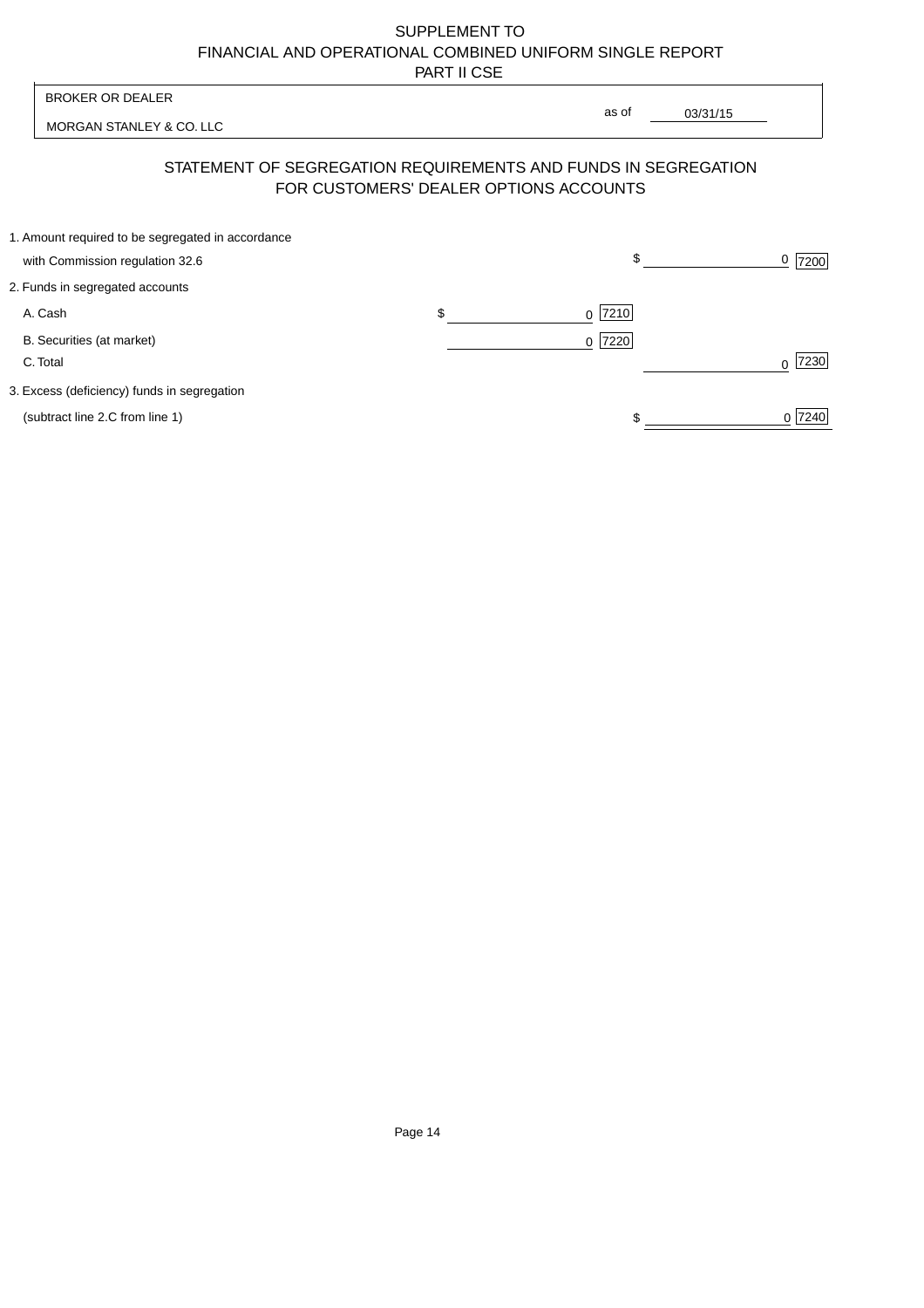SUPPLEMENT TO
FINANCIAL AND OPERATIONAL COMBINED UNIFORM SINGLE REPORT
PART II CSE

BROKER OR DEALER

MORGAN STANLEY & CO. LLC

as of 03/31/15

## STATEMENT OF SEGREGATION REQUIREMENTS AND FUNDS IN SEGREGATION FOR CUSTOMERS' DEALER OPTIONS ACCOUNTS

| | | | | |
|---|---|---|---|---|
| 1. Amount required to be segregated in accordance with Commission regulation 32.6 | | | $ 0 | 7200 |
| 2. Funds in segregated accounts | | | | |
| A. Cash | $ 0 | 7210 | | |
| B. Securities (at market) | 0 | 7220 | | |
| C. Total | | | 0 | 7230 |
| 3. Excess (deficiency) funds in segregation (subtract line 2.C from line 1) | | | $ 0 | 7240 |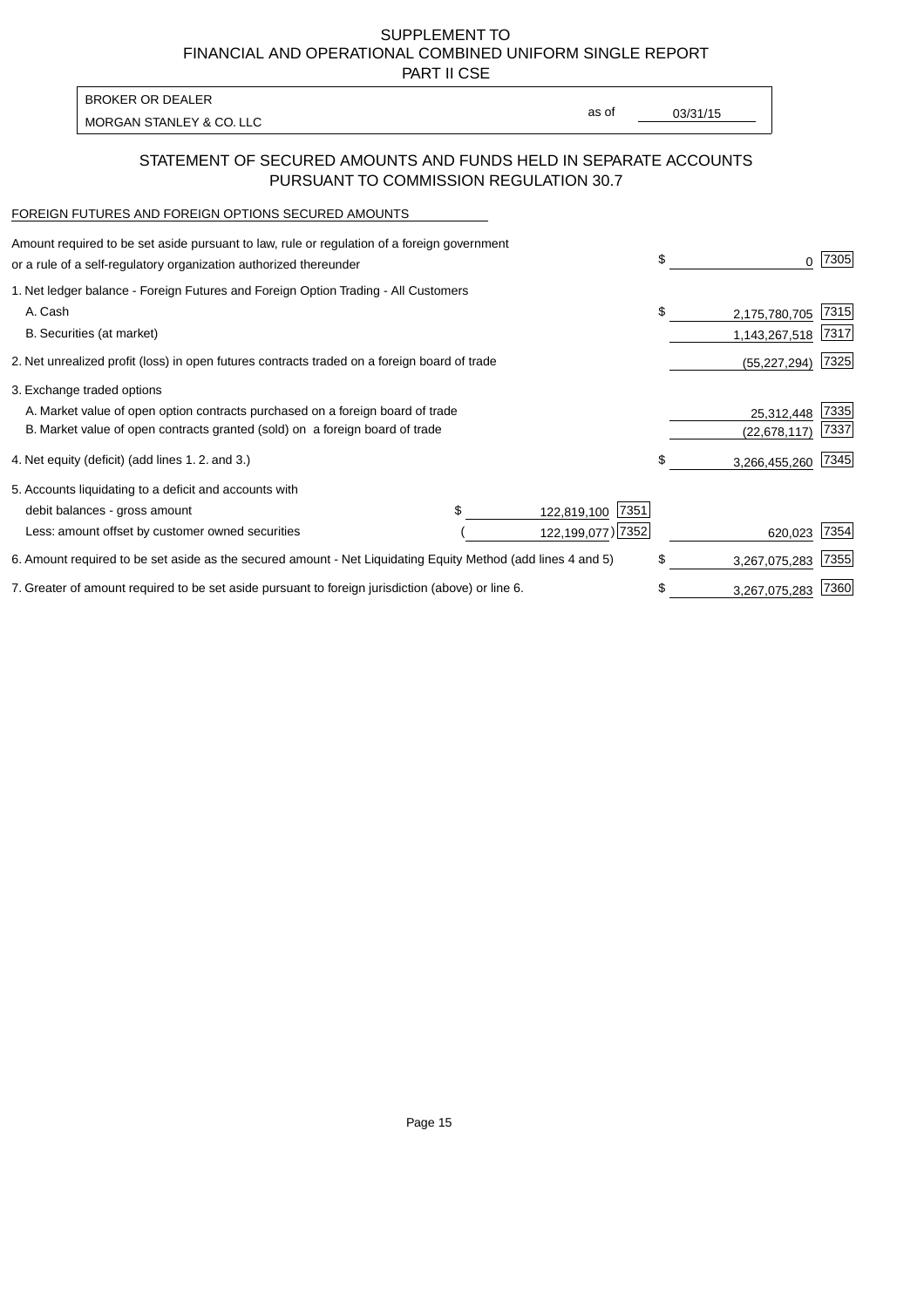SUPPLEMENT TO
FINANCIAL AND OPERATIONAL COMBINED UNIFORM SINGLE REPORT
PART II CSE

BROKER OR DEALER
MORGAN STANLEY & CO. LLC

as of 03/31/15

## STATEMENT OF SECURED AMOUNTS AND FUNDS HELD IN SEPARATE ACCOUNTS PURSUANT TO COMMISSION REGULATION 30.7

FOREIGN FUTURES AND FOREIGN OPTIONS SECURED AMOUNTS

| | | | | |
|---|---|---|---|---|
| Amount required to be set aside pursuant to law, rule or regulation of a foreign government or a rule of a self-regulatory organization authorized thereunder | | | $ 0 | 7305 |
| 1. Net ledger balance - Foreign Futures and Foreign Option Trading - All Customers | | | | |
| A. Cash | | | $ 2,175,780,705 | 7315 |
| B. Securities (at market) | | | 1,143,267,518 | 7317 |
| 2. Net unrealized profit (loss) in open futures contracts traded on a foreign board of trade | | | (55,227,294) | 7325 |
| 3. Exchange traded options | | | | |
| A. Market value of open option contracts purchased on a foreign board of trade | | | 25,312,448 | 7335 |
| B. Market value of open contracts granted (sold) on a foreign board of trade | | | (22,678,117) | 7337 |
| 4. Net equity (deficit) (add lines 1. 2. and 3.) | | | $ 3,266,455,260 | 7345 |
| 5. Accounts liquidating to a deficit and accounts with | | | | |
| debit balances - gross amount | $ 122,819,100 | 7351 | | |
| Less: amount offset by customer owned securities | (122,199,077) | 7352 | 620,023 | 7354 |
| 6. Amount required to be set aside as the secured amount - Net Liquidating Equity Method (add lines 4 and 5) | | | $ 3,267,075,283 | 7355 |
| 7. Greater of amount required to be set aside pursuant to foreign jurisdiction (above) or line 6. | | | $ 3,267,075,283 | 7360 |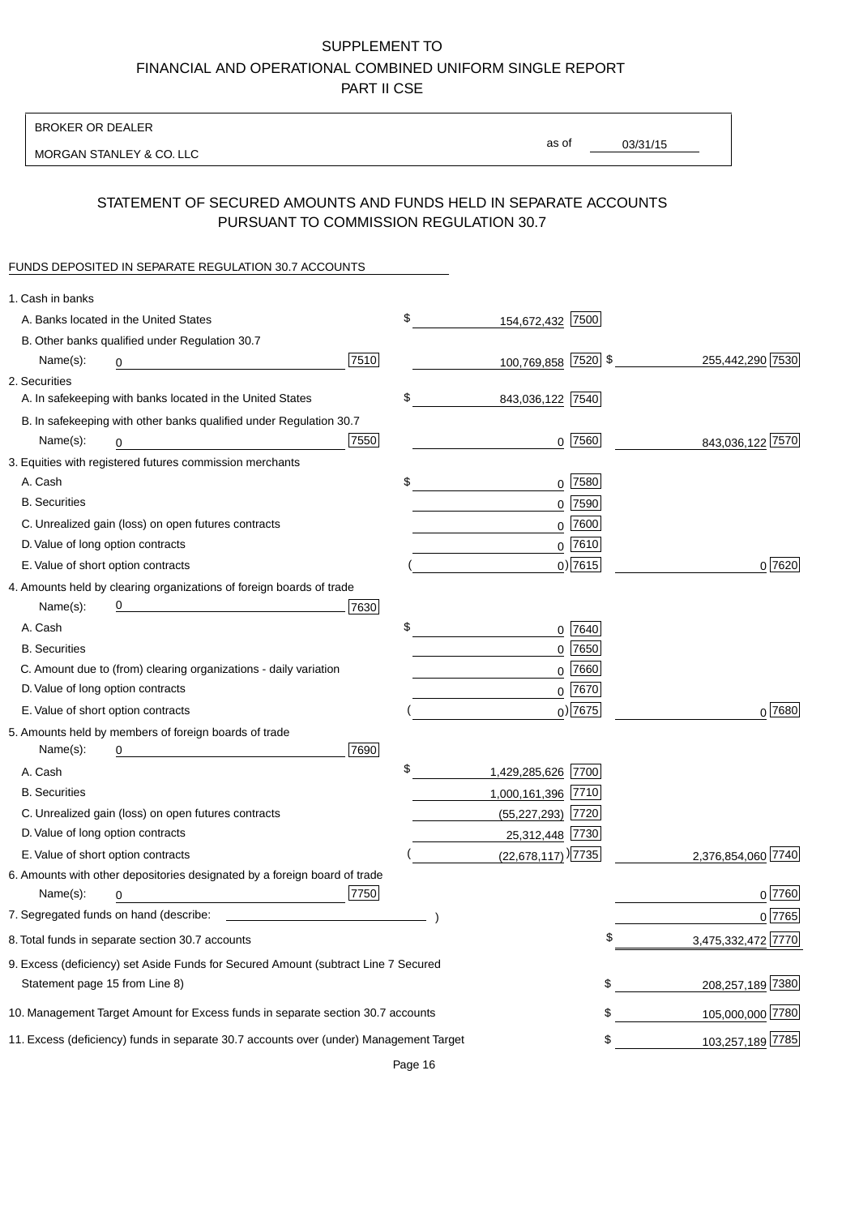SUPPLEMENT TO
FINANCIAL AND OPERATIONAL COMBINED UNIFORM SINGLE REPORT
PART II CSE

| BROKER OR DEALER | | |
|---|---|---|
| MORGAN STANLEY & CO. LLC | as of | 03/31/15 |

## STATEMENT OF SECURED AMOUNTS AND FUNDS HELD IN SEPARATE ACCOUNTS PURSUANT TO COMMISSION REGULATION 30.7

FUNDS DEPOSITED IN SEPARATE REGULATION 30.7 ACCOUNTS

| | | | |
|---|---|---|---|
| 1. Cash in banks | | | |
| A. Banks located in the United States | | $ 154,672,432 7500 | |
| B. Other banks qualified under Regulation 30.7 | | | |
| Name(s): 0 | 7510 | 100,769,858 7520 | $ 255,442,290 7530 |
| 2. Securities | | | |
| A. In safekeeping with banks located in the United States | | $ 843,036,122 7540 | |
| B. In safekeeping with other banks qualified under Regulation 30.7 | | | |
| Name(s): 0 | 7550 | 0 7560 | 843,036,122 7570 |
| 3. Equities with registered futures commission merchants | | | |
| A. Cash | | $ 0 7580 | |
| B. Securities | | 0 7590 | |
| C. Unrealized gain (loss) on open futures contracts | | 0 7600 | |
| D. Value of long option contracts | | 0 7610 | |
| E. Value of short option contracts | | ( 0) 7615 | 0 7620 |
| 4. Amounts held by clearing organizations of foreign boards of trade | | | |
| Name(s): 0 | 7630 | | |
| A. Cash | | $ 0 7640 | |
| B. Securities | | 0 7650 | |
| C. Amount due to (from) clearing organizations - daily variation | | 0 7660 | |
| D. Value of long option contracts | | 0 7670 | |
| E. Value of short option contracts | | ( 0) 7675 | 0 7680 |
| 5. Amounts held by members of foreign boards of trade | | | |
| Name(s): 0 | 7690 | | |
| A. Cash | | $ 1,429,285,626 7700 | |
| B. Securities | | 1,000,161,396 7710 | |
| C. Unrealized gain (loss) on open futures contracts | | (55,227,293) 7720 | |
| D. Value of long option contracts | | 25,312,448 7730 | |
| E. Value of short option contracts | | ( (22,678,117) ) 7735 | 2,376,854,060 7740 |
| 6. Amounts with other depositories designated by a foreign board of trade | | | |
| Name(s): 0 | 7750 | | 0 7760 |
| 7. Segregated funds on hand (describe: ) | | | 0 7765 |
| 8. Total funds in separate section 30.7 accounts | | | $ 3,475,332,472 7770 |
| 9. Excess (deficiency) set Aside Funds for Secured Amount (subtract Line 7 Secured Statement page 15 from Line 8) | | | $ 208,257,189 7380 |
| 10. Management Target Amount for Excess funds in separate section 30.7 accounts | | | $ 105,000,000 7780 |
| 11. Excess (deficiency) funds in separate 30.7 accounts over (under) Management Target | | | $ 103,257,189 7785 |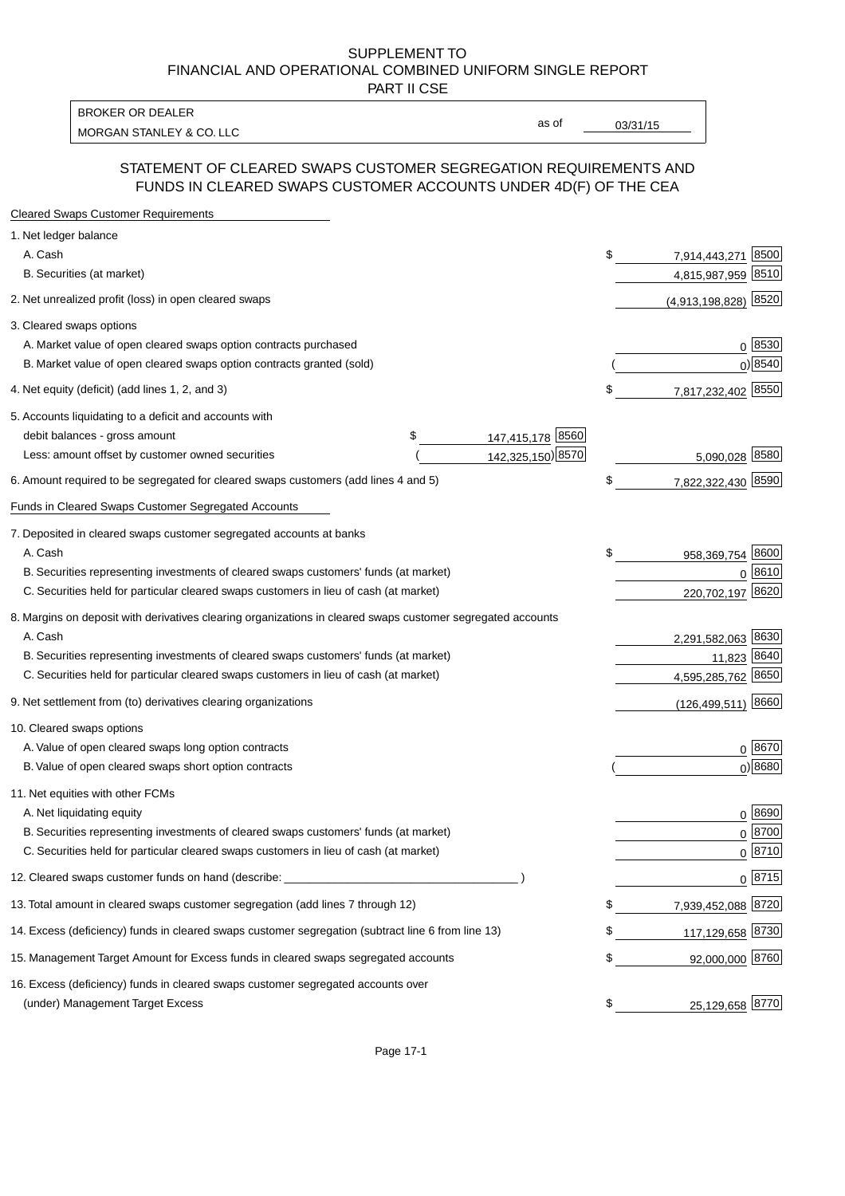SUPPLEMENT TO
FINANCIAL AND OPERATIONAL COMBINED UNIFORM SINGLE REPORT
PART II CSE

BROKER OR DEALER
MORGAN STANLEY & CO. LLC

as of 03/31/15

## STATEMENT OF CLEARED SWAPS CUSTOMER SEGREGATION REQUIREMENTS AND FUNDS IN CLEARED SWAPS CUSTOMER ACCOUNTS UNDER 4D(F) OF THE CEA

| | | | | |
|---|---|---|---|---|
| **Cleared Swaps Customer Requirements** | | | | |
| 1. Net ledger balance | | | | |
| A. Cash | | | $ 7,914,443,271 | 8500 |
| B. Securities (at market) | | | 4,815,987,959 | 8510 |
| 2. Net unrealized profit (loss) in open cleared swaps | | | (4,913,198,828) | 8520 |
| 3. Cleared swaps options | | | | |
| A. Market value of open cleared swaps option contracts purchased | | | 0 | 8530 |
| B. Market value of open cleared swaps option contracts granted (sold) | | | ( 0) | 8540 |
| 4. Net equity (deficit) (add lines 1, 2, and 3) | | | $ 7,817,232,402 | 8550 |
| 5. Accounts liquidating to a deficit and accounts with | | | | |
| debit balances - gross amount | $ 147,415,178 | 8560 | | |
| Less: amount offset by customer owned securities | ( 142,325,150) | 8570 | 5,090,028 | 8580 |
| 6. Amount required to be segregated for cleared swaps customers (add lines 4 and 5) | | | $ 7,822,322,430 | 8590 |
| **Funds in Cleared Swaps Customer Segregated Accounts** | | | | |
| 7. Deposited in cleared swaps customer segregated accounts at banks | | | | |
| A. Cash | | | $ 958,369,754 | 8600 |
| B. Securities representing investments of cleared swaps customers' funds (at market) | | | 0 | 8610 |
| C. Securities held for particular cleared swaps customers in lieu of cash (at market) | | | 220,702,197 | 8620 |
| 8. Margins on deposit with derivatives clearing organizations in cleared swaps customer segregated accounts | | | | |
| A. Cash | | | 2,291,582,063 | 8630 |
| B. Securities representing investments of cleared swaps customers' funds (at market) | | | 11,823 | 8640 |
| C. Securities held for particular cleared swaps customers in lieu of cash (at market) | | | 4,595,285,762 | 8650 |
| 9. Net settlement from (to) derivatives clearing organizations | | | (126,499,511) | 8660 |
| 10. Cleared swaps options | | | | |
| A. Value of open cleared swaps long option contracts | | | 0 | 8670 |
| B. Value of open cleared swaps short option contracts | | | ( 0) | 8680 |
| 11. Net equities with other FCMs | | | | |
| A. Net liquidating equity | | | 0 | 8690 |
| B. Securities representing investments of cleared swaps customers' funds (at market) | | | 0 | 8700 |
| C. Securities held for particular cleared swaps customers in lieu of cash (at market) | | | 0 | 8710 |
| 12. Cleared swaps customer funds on hand (describe: ____________ ) | | | 0 | 8715 |
| 13. Total amount in cleared swaps customer segregation (add lines 7 through 12) | | | $ 7,939,452,088 | 8720 |
| 14. Excess (deficiency) funds in cleared swaps customer segregation (subtract line 6 from line 13) | | | $ 117,129,658 | 8730 |
| 15. Management Target Amount for Excess funds in cleared swaps segregated accounts | | | $ 92,000,000 | 8760 |
| 16. Excess (deficiency) funds in cleared swaps customer segregated accounts over (under) Management Target Excess | | | $ 25,129,658 | 8770 |